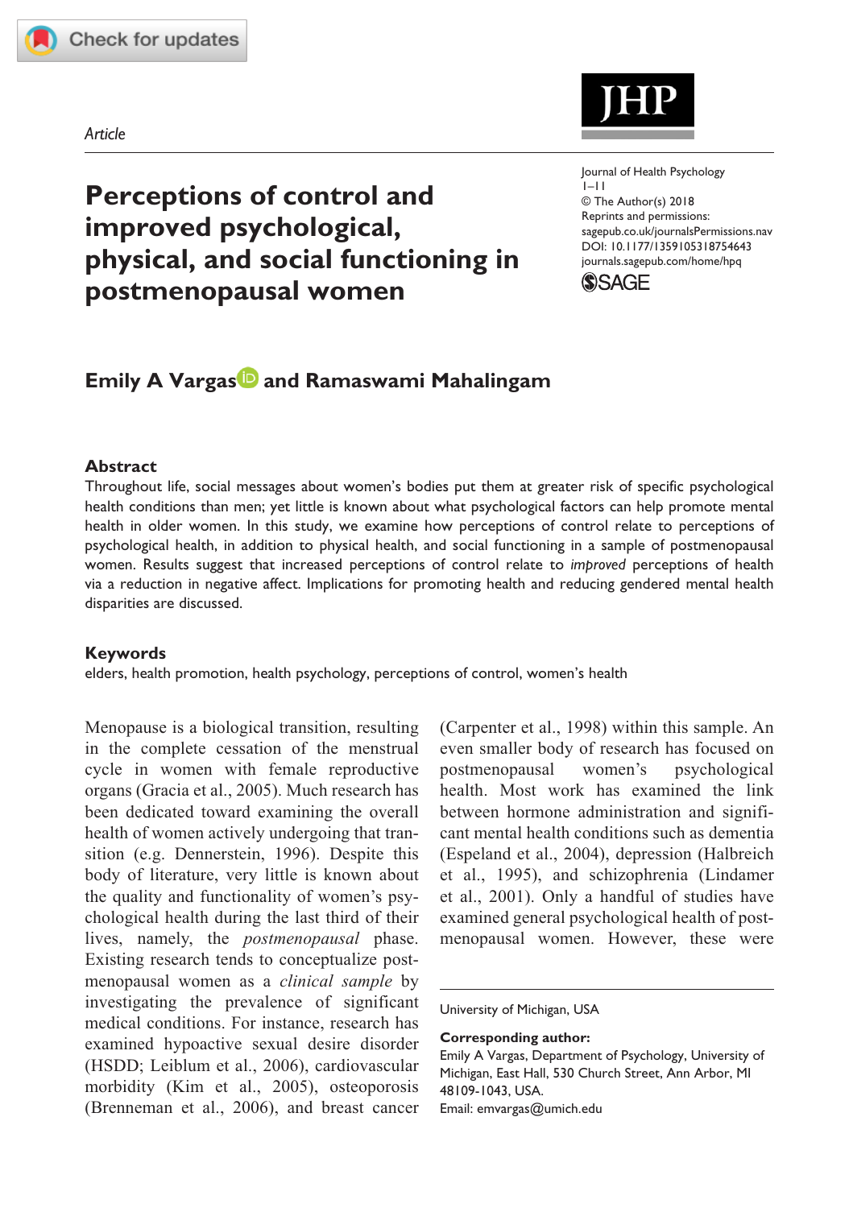Article

# Perceptions of control and improved psychological, physical, and social functioning in postmenopausal women

Journal of Health Psychology
1–11
© The Author(s) 2018
Reprints and permissions:
sagepub.co.uk/journalsPermissions.nav
DOI: 10.1177/1359105318754643
journals.sagepub.com/home/hpq

**Emily A Vargas and Ramaswami Mahalingam**

## Abstract

Throughout life, social messages about women's bodies put them at greater risk of specific psychological health conditions than men; yet little is known about what psychological factors can help promote mental health in older women. In this study, we examine how perceptions of control relate to perceptions of psychological health, in addition to physical health, and social functioning in a sample of postmenopausal women. Results suggest that increased perceptions of control relate to *improved* perceptions of health via a reduction in negative affect. Implications for promoting health and reducing gendered mental health disparities are discussed.

## Keywords

elders, health promotion, health psychology, perceptions of control, women's health

Menopause is a biological transition, resulting in the complete cessation of the menstrual cycle in women with female reproductive organs (Gracia et al., 2005). Much research has been dedicated toward examining the overall health of women actively undergoing that transition (e.g. Dennerstein, 1996). Despite this body of literature, very little is known about the quality and functionality of women's psychological health during the last third of their lives, namely, the *postmenopausal* phase. Existing research tends to conceptualize postmenopausal women as a *clinical sample* by investigating the prevalence of significant medical conditions. For instance, research has examined hypoactive sexual desire disorder (HSDD; Leiblum et al., 2006), cardiovascular morbidity (Kim et al., 2005), osteoporosis (Brenneman et al., 2006), and breast cancer (Carpenter et al., 1998) within this sample. An even smaller body of research has focused on postmenopausal women's psychological health. Most work has examined the link between hormone administration and significant mental health conditions such as dementia (Espeland et al., 2004), depression (Halbreich et al., 1995), and schizophrenia (Lindamer et al., 2001). Only a handful of studies have examined general psychological health of postmenopausal women. However, these were

University of Michigan, USA

**Corresponding author:**
Emily A Vargas, Department of Psychology, University of Michigan, East Hall, 530 Church Street, Ann Arbor, MI 48109-1043, USA.
Email: emvargas@umich.edu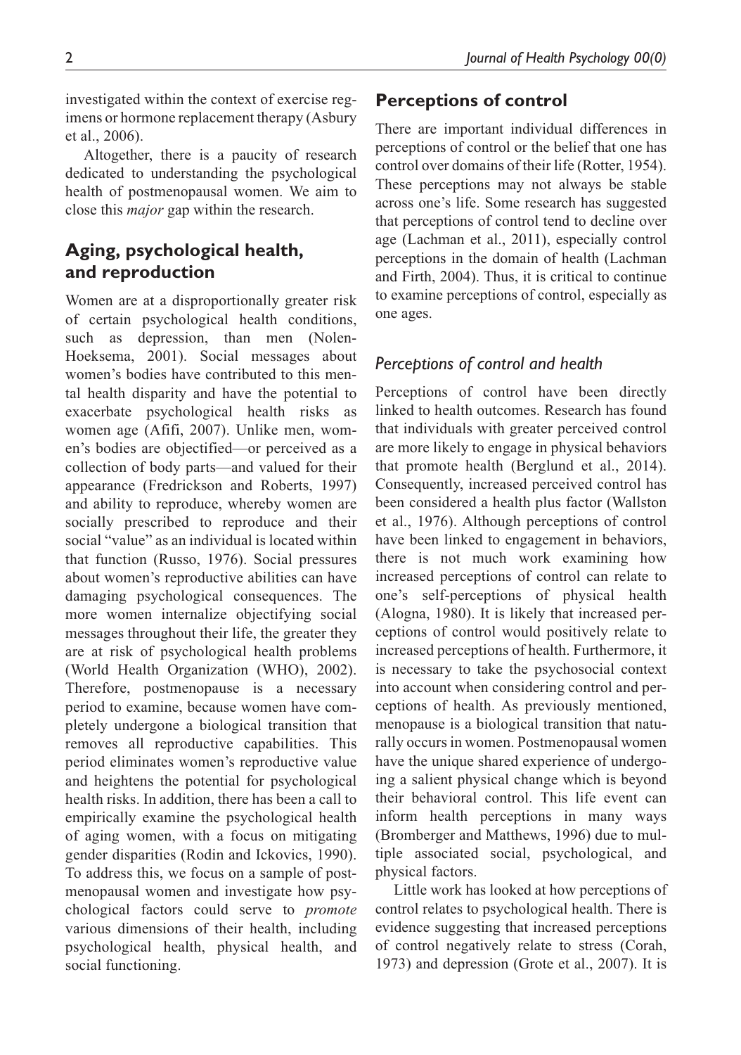investigated within the context of exercise regimens or hormone replacement therapy (Asbury et al., 2006).

Altogether, there is a paucity of research dedicated to understanding the psychological health of postmenopausal women. We aim to close this *major* gap within the research.

## Aging, psychological health, and reproduction

Women are at a disproportionally greater risk of certain psychological health conditions, such as depression, than men (Nolen-Hoeksema, 2001). Social messages about women's bodies have contributed to this mental health disparity and have the potential to exacerbate psychological health risks as women age (Afifi, 2007). Unlike men, women's bodies are objectified—or perceived as a collection of body parts—and valued for their appearance (Fredrickson and Roberts, 1997) and ability to reproduce, whereby women are socially prescribed to reproduce and their social "value" as an individual is located within that function (Russo, 1976). Social pressures about women's reproductive abilities can have damaging psychological consequences. The more women internalize objectifying social messages throughout their life, the greater they are at risk of psychological health problems (World Health Organization (WHO), 2002). Therefore, postmenopause is a necessary period to examine, because women have completely undergone a biological transition that removes all reproductive capabilities. This period eliminates women's reproductive value and heightens the potential for psychological health risks. In addition, there has been a call to empirically examine the psychological health of aging women, with a focus on mitigating gender disparities (Rodin and Ickovics, 1990). To address this, we focus on a sample of postmenopausal women and investigate how psychological factors could serve to *promote* various dimensions of their health, including psychological health, physical health, and social functioning.

## Perceptions of control

There are important individual differences in perceptions of control or the belief that one has control over domains of their life (Rotter, 1954). These perceptions may not always be stable across one's life. Some research has suggested that perceptions of control tend to decline over age (Lachman et al., 2011), especially control perceptions in the domain of health (Lachman and Firth, 2004). Thus, it is critical to continue to examine perceptions of control, especially as one ages.

### *Perceptions of control and health*

Perceptions of control have been directly linked to health outcomes. Research has found that individuals with greater perceived control are more likely to engage in physical behaviors that promote health (Berglund et al., 2014). Consequently, increased perceived control has been considered a health plus factor (Wallston et al., 1976). Although perceptions of control have been linked to engagement in behaviors, there is not much work examining how increased perceptions of control can relate to one's self-perceptions of physical health (Alogna, 1980). It is likely that increased perceptions of control would positively relate to increased perceptions of health. Furthermore, it is necessary to take the psychosocial context into account when considering control and perceptions of health. As previously mentioned, menopause is a biological transition that naturally occurs in women. Postmenopausal women have the unique shared experience of undergoing a salient physical change which is beyond their behavioral control. This life event can inform health perceptions in many ways (Bromberger and Matthews, 1996) due to multiple associated social, psychological, and physical factors.

Little work has looked at how perceptions of control relates to psychological health. There is evidence suggesting that increased perceptions of control negatively relate to stress (Corah, 1973) and depression (Grote et al., 2007). It is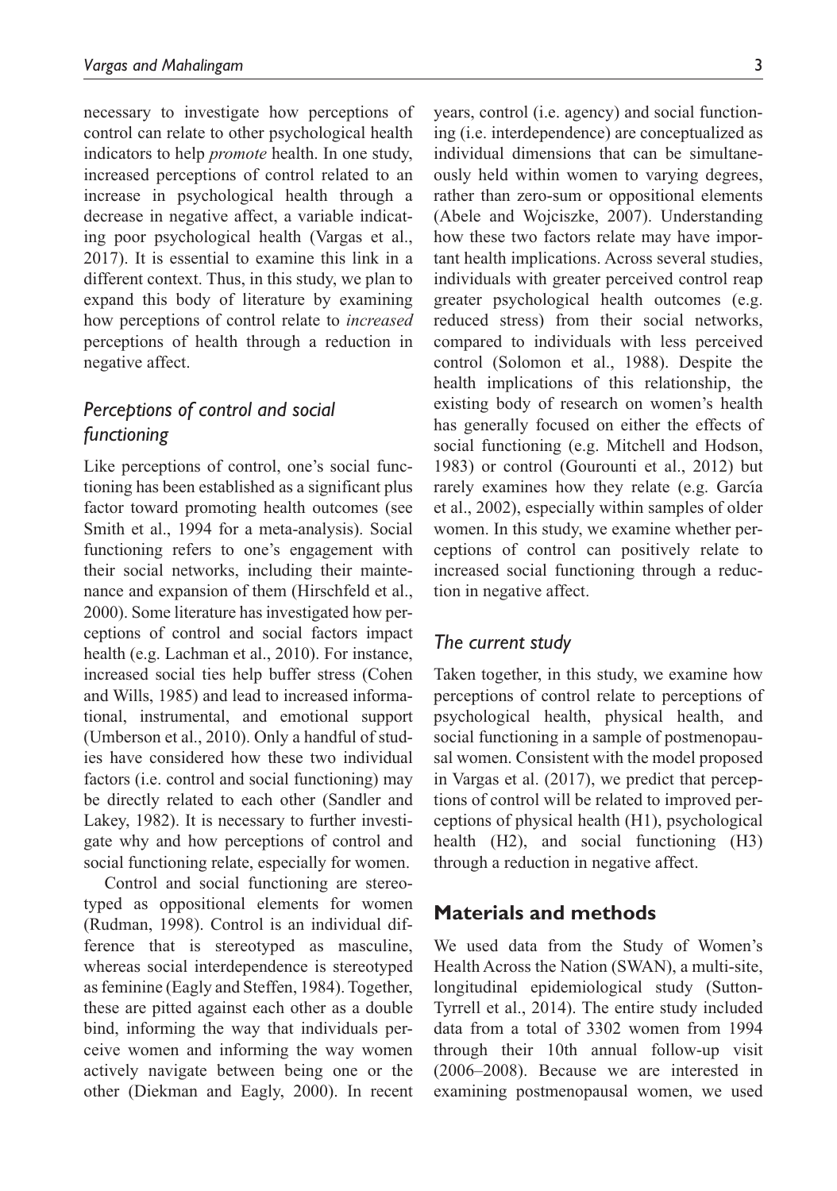necessary to investigate how perceptions of control can relate to other psychological health indicators to help *promote* health. In one study, increased perceptions of control related to an increase in psychological health through a decrease in negative affect, a variable indicating poor psychological health (Vargas et al., 2017). It is essential to examine this link in a different context. Thus, in this study, we plan to expand this body of literature by examining how perceptions of control relate to *increased* perceptions of health through a reduction in negative affect.

## *Perceptions of control and social functioning*

Like perceptions of control, one's social functioning has been established as a significant plus factor toward promoting health outcomes (see Smith et al., 1994 for a meta-analysis). Social functioning refers to one's engagement with their social networks, including their maintenance and expansion of them (Hirschfeld et al., 2000). Some literature has investigated how perceptions of control and social factors impact health (e.g. Lachman et al., 2010). For instance, increased social ties help buffer stress (Cohen and Wills, 1985) and lead to increased informational, instrumental, and emotional support (Umberson et al., 2010). Only a handful of studies have considered how these two individual factors (i.e. control and social functioning) may be directly related to each other (Sandler and Lakey, 1982). It is necessary to further investigate why and how perceptions of control and social functioning relate, especially for women.

Control and social functioning are stereotyped as oppositional elements for women (Rudman, 1998). Control is an individual difference that is stereotyped as masculine, whereas social interdependence is stereotyped as feminine (Eagly and Steffen, 1984). Together, these are pitted against each other as a double bind, informing the way that individuals perceive women and informing the way women actively navigate between being one or the other (Diekman and Eagly, 2000). In recent years, control (i.e. agency) and social functioning (i.e. interdependence) are conceptualized as individual dimensions that can be simultaneously held within women to varying degrees, rather than zero-sum or oppositional elements (Abele and Wojciszke, 2007). Understanding how these two factors relate may have important health implications. Across several studies, individuals with greater perceived control reap greater psychological health outcomes (e.g. reduced stress) from their social networks, compared to individuals with less perceived control (Solomon et al., 1988). Despite the health implications of this relationship, the existing body of research on women's health has generally focused on either the effects of social functioning (e.g. Mitchell and Hodson, 1983) or control (Gourounti et al., 2012) but rarely examines how they relate (e.g. García et al., 2002), especially within samples of older women. In this study, we examine whether perceptions of control can positively relate to increased social functioning through a reduction in negative affect.

## *The current study*

Taken together, in this study, we examine how perceptions of control relate to perceptions of psychological health, physical health, and social functioning in a sample of postmenopausal women. Consistent with the model proposed in Vargas et al. (2017), we predict that perceptions of control will be related to improved perceptions of physical health (H1), psychological health (H2), and social functioning (H3) through a reduction in negative affect.

# Materials and methods

We used data from the Study of Women's Health Across the Nation (SWAN), a multi-site, longitudinal epidemiological study (Sutton-Tyrrell et al., 2014). The entire study included data from a total of 3302 women from 1994 through their 10th annual follow-up visit (2006–2008). Because we are interested in examining postmenopausal women, we used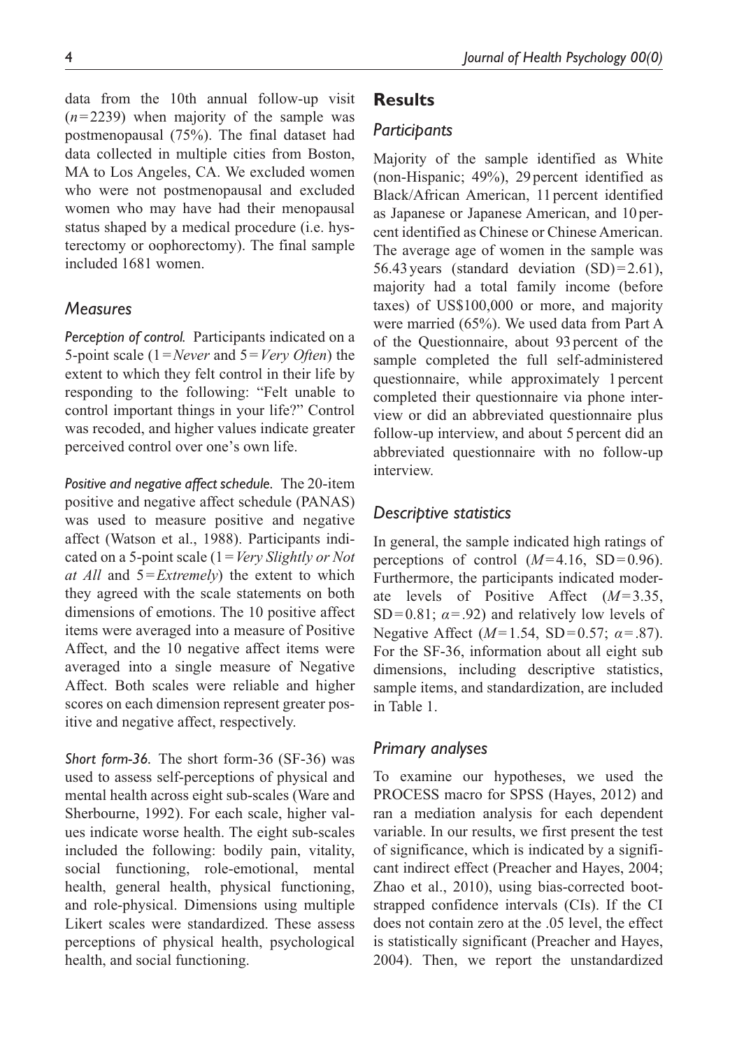data from the 10th annual follow-up visit ($n=2239$) when majority of the sample was postmenopausal (75%). The final dataset had data collected in multiple cities from Boston, MA to Los Angeles, CA. We excluded women who were not postmenopausal and excluded women who may have had their menopausal status shaped by a medical procedure (i.e. hysterectomy or oophorectomy). The final sample included 1681 women.

### *Measures*

***Perception of control.*** Participants indicated on a 5-point scale (1 = *Never* and 5 = *Very Often*) the extent to which they felt control in their life by responding to the following: "Felt unable to control important things in your life?" Control was recoded, and higher values indicate greater perceived control over one's own life.

***Positive and negative affect schedule.*** The 20-item positive and negative affect schedule (PANAS) was used to measure positive and negative affect (Watson et al., 1988). Participants indicated on a 5-point scale (1 = *Very Slightly or Not at All* and 5 = *Extremely*) the extent to which they agreed with the scale statements on both dimensions of emotions. The 10 positive affect items were averaged into a measure of Positive Affect, and the 10 negative affect items were averaged into a single measure of Negative Affect. Both scales were reliable and higher scores on each dimension represent greater positive and negative affect, respectively.

***Short form-36.*** The short form-36 (SF-36) was used to assess self-perceptions of physical and mental health across eight sub-scales (Ware and Sherbourne, 1992). For each scale, higher values indicate worse health. The eight sub-scales included the following: bodily pain, vitality, social functioning, role-emotional, mental health, general health, physical functioning, and role-physical. Dimensions using multiple Likert scales were standardized. These assess perceptions of physical health, psychological health, and social functioning.

## **Results**

### *Participants*

Majority of the sample identified as White (non-Hispanic; 49%), 29 percent identified as Black/African American, 11 percent identified as Japanese or Japanese American, and 10 percent identified as Chinese or Chinese American. The average age of women in the sample was 56.43 years (standard deviation (SD) = 2.61), majority had a total family income (before taxes) of US$100,000 or more, and majority were married (65%). We used data from Part A of the Questionnaire, about 93 percent of the sample completed the full self-administered questionnaire, while approximately 1 percent completed their questionnaire via phone interview or did an abbreviated questionnaire plus follow-up interview, and about 5 percent did an abbreviated questionnaire with no follow-up interview.

### *Descriptive statistics*

In general, the sample indicated high ratings of perceptions of control ($M=4.16$, $SD=0.96$). Furthermore, the participants indicated moderate levels of Positive Affect ($M=3.35$, $SD=0.81$; $\alpha=.92$) and relatively low levels of Negative Affect ($M=1.54$, $SD=0.57$; $\alpha=.87$). For the SF-36, information about all eight sub dimensions, including descriptive statistics, sample items, and standardization, are included in Table 1.

### *Primary analyses*

To examine our hypotheses, we used the PROCESS macro for SPSS (Hayes, 2012) and ran a mediation analysis for each dependent variable. In our results, we first present the test of significance, which is indicated by a significant indirect effect (Preacher and Hayes, 2004; Zhao et al., 2010), using bias-corrected bootstrapped confidence intervals (CIs). If the CI does not contain zero at the .05 level, the effect is statistically significant (Preacher and Hayes, 2004). Then, we report the unstandardized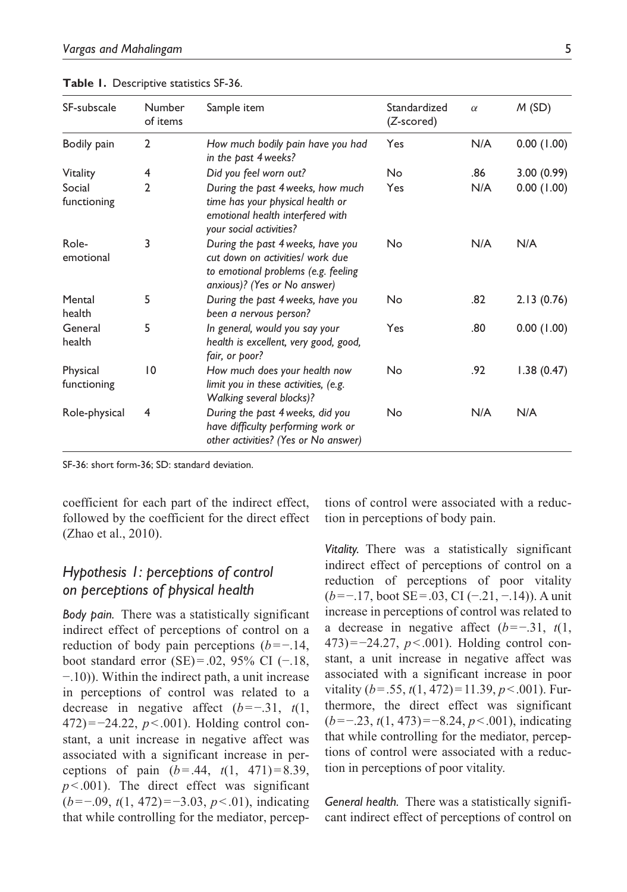**Table 1.** Descriptive statistics SF-36.

| SF-subscale | Number of items | Sample item | Standardized (Z-scored) | $\alpha$ | M (SD) |
|---|---|---|---|---|---|
| Bodily pain | 2 | *How much bodily pain have you had in the past 4 weeks?* | Yes | N/A | 0.00 (1.00) |
| Vitality | 4 | *Did you feel worn out?* | No | .86 | 3.00 (0.99) |
| Social functioning | 2 | *During the past 4 weeks, how much time has your physical health or emotional health interfered with your social activities?* | Yes | N/A | 0.00 (1.00) |
| Role-emotional | 3 | *During the past 4 weeks, have you cut down on activities/ work due to emotional problems (e.g. feeling anxious)? (Yes or No answer)* | No | N/A | N/A |
| Mental health | 5 | *During the past 4 weeks, have you been a nervous person?* | No | .82 | 2.13 (0.76) |
| General health | 5 | *In general, would you say your health is excellent, very good, good, fair, or poor?* | Yes | .80 | 0.00 (1.00) |
| Physical functioning | 10 | *How much does your health now limit you in these activities, (e.g. Walking several blocks)?* | No | .92 | 1.38 (0.47) |
| Role-physical | 4 | *During the past 4 weeks, did you have difficulty performing work or other activities? (Yes or No answer)* | No | N/A | N/A |

SF-36: short form-36; SD: standard deviation.

coefficient for each part of the indirect effect, followed by the coefficient for the direct effect (Zhao et al., 2010).

## *Hypothesis 1: perceptions of control on perceptions of physical health*

*Body pain.* There was a statistically significant indirect effect of perceptions of control on a reduction of body pain perceptions ($b = -.14$, boot standard error (SE) = .02, 95% CI (−.18, −.10)). Within the indirect path, a unit increase in perceptions of control was related to a decrease in negative affect ($b = -.31$, $t(1, 472) = -24.22$, $p < .001$). Holding control constant, a unit increase in negative affect was associated with a significant increase in perceptions of pain ($b = .44$, $t(1, 471) = 8.39$, $p < .001$). The direct effect was significant ($b = -.09$, $t(1, 472) = -3.03$, $p < .01$), indicating that while controlling for the mediator, perceptions of control were associated with a reduction in perceptions of body pain.

*Vitality.* There was a statistically significant indirect effect of perceptions of control on a reduction of perceptions of poor vitality ($b = -.17$, boot SE = .03, CI (−.21, −.14)). A unit increase in perceptions of control was related to a decrease in negative affect ($b = -.31$, $t(1, 473) = -24.27$, $p < .001$). Holding control constant, a unit increase in negative affect was associated with a significant increase in poor vitality ($b = .55$, $t(1, 472) = 11.39$, $p < .001$). Furthermore, the direct effect was significant ($b = -.23$, $t(1, 473) = -8.24$, $p < .001$), indicating that while controlling for the mediator, perceptions of control were associated with a reduction in perceptions of poor vitality.

*General health.* There was a statistically significant indirect effect of perceptions of control on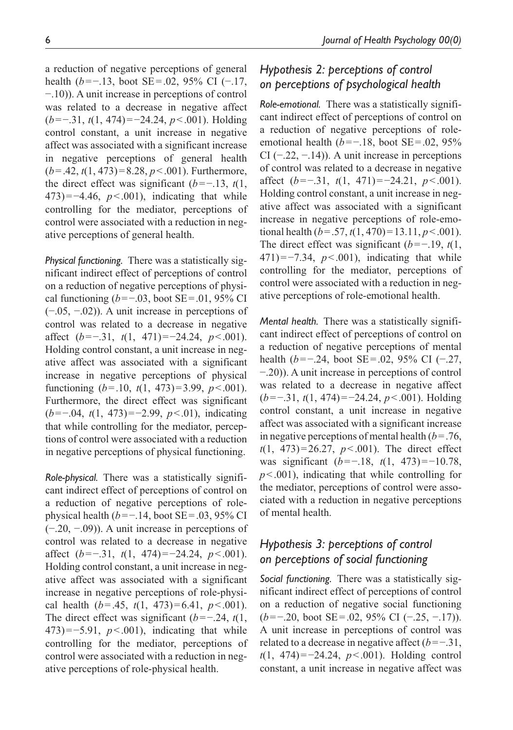a reduction of negative perceptions of general health ($b = -.13$, boot SE = .02, 95% CI (−.17, −.10)). A unit increase in perceptions of control was related to a decrease in negative affect ($b = -.31$, $t(1, 474) = -24.24$, $p < .001$). Holding control constant, a unit increase in negative affect was associated with a significant increase in negative perceptions of general health ($b = .42$, $t(1, 473) = 8.28$, $p < .001$). Furthermore, the direct effect was significant ($b = -.13$, $t(1, 473) = -4.46$, $p < .001$), indicating that while controlling for the mediator, perceptions of control were associated with a reduction in negative perceptions of general health.

*Physical functioning.* There was a statistically significant indirect effect of perceptions of control on a reduction of negative perceptions of physical functioning ($b = -.03$, boot SE = .01, 95% CI (−.05, −.02)). A unit increase in perceptions of control was related to a decrease in negative affect ($b = -.31$, $t(1, 471) = -24.24$, $p < .001$). Holding control constant, a unit increase in negative affect was associated with a significant increase in negative perceptions of physical functioning ($b = .10$, $t(1, 473) = 3.99$, $p < .001$). Furthermore, the direct effect was significant ($b = -.04$, $t(1, 473) = -2.99$, $p < .01$), indicating that while controlling for the mediator, perceptions of control were associated with a reduction in negative perceptions of physical functioning.

*Role-physical.* There was a statistically significant indirect effect of perceptions of control on a reduction of negative perceptions of role-physical health ($b = -.14$, boot SE = .03, 95% CI (−.20, −.09)). A unit increase in perceptions of control was related to a decrease in negative affect ($b = -.31$, $t(1, 474) = -24.24$, $p < .001$). Holding control constant, a unit increase in negative affect was associated with a significant increase in negative perceptions of role-physical health ($b = .45$, $t(1, 473) = 6.41$, $p < .001$). The direct effect was significant ($b = -.24$, $t(1, 473) = -5.91$, $p < .001$), indicating that while controlling for the mediator, perceptions of control were associated with a reduction in negative perceptions of role-physical health.

## *Hypothesis 2: perceptions of control on perceptions of psychological health*

*Role-emotional.* There was a statistically significant indirect effect of perceptions of control on a reduction of negative perceptions of role-emotional health ($b = -.18$, boot SE = .02, 95% CI (−.22, −.14)). A unit increase in perceptions of control was related to a decrease in negative affect ($b = -.31$, $t(1, 471) = -24.21$, $p < .001$). Holding control constant, a unit increase in negative affect was associated with a significant increase in negative perceptions of role-emotional health ($b = .57$, $t(1, 470) = 13.11$, $p < .001$). The direct effect was significant ($b = -.19$, $t(1, 471) = -7.34$, $p < .001$), indicating that while controlling for the mediator, perceptions of control were associated with a reduction in negative perceptions of role-emotional health.

*Mental health.* There was a statistically significant indirect effect of perceptions of control on a reduction of negative perceptions of mental health ($b = -.24$, boot SE = .02, 95% CI (−.27, −.20)). A unit increase in perceptions of control was related to a decrease in negative affect ($b = -.31$, $t(1, 474) = -24.24$, $p < .001$). Holding control constant, a unit increase in negative affect was associated with a significant increase in negative perceptions of mental health ($b = .76$, $t(1, 473) = 26.27$, $p < .001$). The direct effect was significant ($b = -.18$, $t(1, 473) = -10.78$, $p < .001$), indicating that while controlling for the mediator, perceptions of control were associated with a reduction in negative perceptions of mental health.

## *Hypothesis 3: perceptions of control on perceptions of social functioning*

*Social functioning.* There was a statistically significant indirect effect of perceptions of control on a reduction of negative social functioning ($b = -.20$, boot SE = .02, 95% CI (−.25, −.17)). A unit increase in perceptions of control was related to a decrease in negative affect ($b = -.31$, $t(1, 474) = -24.24$, $p < .001$). Holding control constant, a unit increase in negative affect was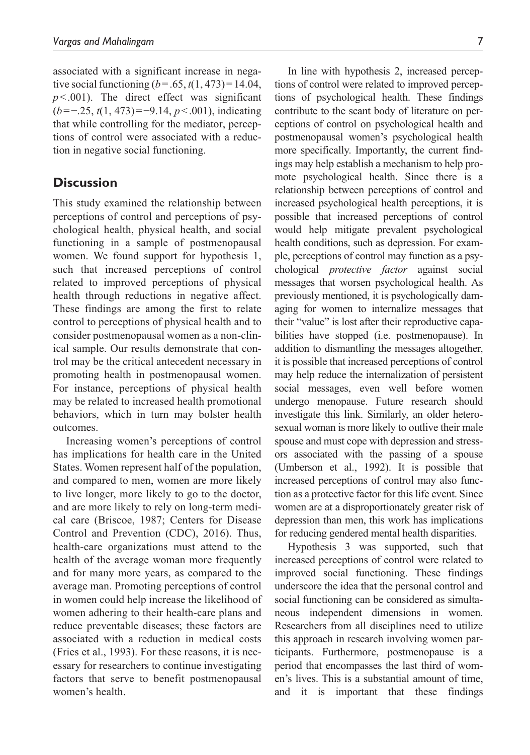associated with a significant increase in negative social functioning ($b = .65$, $t(1, 473) = 14.04$, $p < .001$). The direct effect was significant ($b = -.25$, $t(1, 473) = -9.14$, $p < .001$), indicating that while controlling for the mediator, perceptions of control were associated with a reduction in negative social functioning.

## Discussion

This study examined the relationship between perceptions of control and perceptions of psychological health, physical health, and social functioning in a sample of postmenopausal women. We found support for hypothesis 1, such that increased perceptions of control related to improved perceptions of physical health through reductions in negative affect. These findings are among the first to relate control to perceptions of physical health and to consider postmenopausal women as a non-clinical sample. Our results demonstrate that control may be the critical antecedent necessary in promoting health in postmenopausal women. For instance, perceptions of physical health may be related to increased health promotional behaviors, which in turn may bolster health outcomes.

Increasing women's perceptions of control has implications for health care in the United States. Women represent half of the population, and compared to men, women are more likely to live longer, more likely to go to the doctor, and are more likely to rely on long-term medical care (Briscoe, 1987; Centers for Disease Control and Prevention (CDC), 2016). Thus, health-care organizations must attend to the health of the average woman more frequently and for many more years, as compared to the average man. Promoting perceptions of control in women could help increase the likelihood of women adhering to their health-care plans and reduce preventable diseases; these factors are associated with a reduction in medical costs (Fries et al., 1993). For these reasons, it is necessary for researchers to continue investigating factors that serve to benefit postmenopausal women's health.

In line with hypothesis 2, increased perceptions of control were related to improved perceptions of psychological health. These findings contribute to the scant body of literature on perceptions of control on psychological health and postmenopausal women's psychological health more specifically. Importantly, the current findings may help establish a mechanism to help promote psychological health. Since there is a relationship between perceptions of control and increased psychological health perceptions, it is possible that increased perceptions of control would help mitigate prevalent psychological health conditions, such as depression. For example, perceptions of control may function as a psychological *protective factor* against social messages that worsen psychological health. As previously mentioned, it is psychologically damaging for women to internalize messages that their "value" is lost after their reproductive capabilities have stopped (i.e. postmenopause). In addition to dismantling the messages altogether, it is possible that increased perceptions of control may help reduce the internalization of persistent social messages, even well before women undergo menopause. Future research should investigate this link. Similarly, an older heterosexual woman is more likely to outlive their male spouse and must cope with depression and stressors associated with the passing of a spouse (Umberson et al., 1992). It is possible that increased perceptions of control may also function as a protective factor for this life event. Since women are at a disproportionately greater risk of depression than men, this work has implications for reducing gendered mental health disparities.

Hypothesis 3 was supported, such that increased perceptions of control were related to improved social functioning. These findings underscore the idea that the personal control and social functioning can be considered as simultaneous independent dimensions in women. Researchers from all disciplines need to utilize this approach in research involving women participants. Furthermore, postmenopause is a period that encompasses the last third of women's lives. This is a substantial amount of time, and it is important that these findings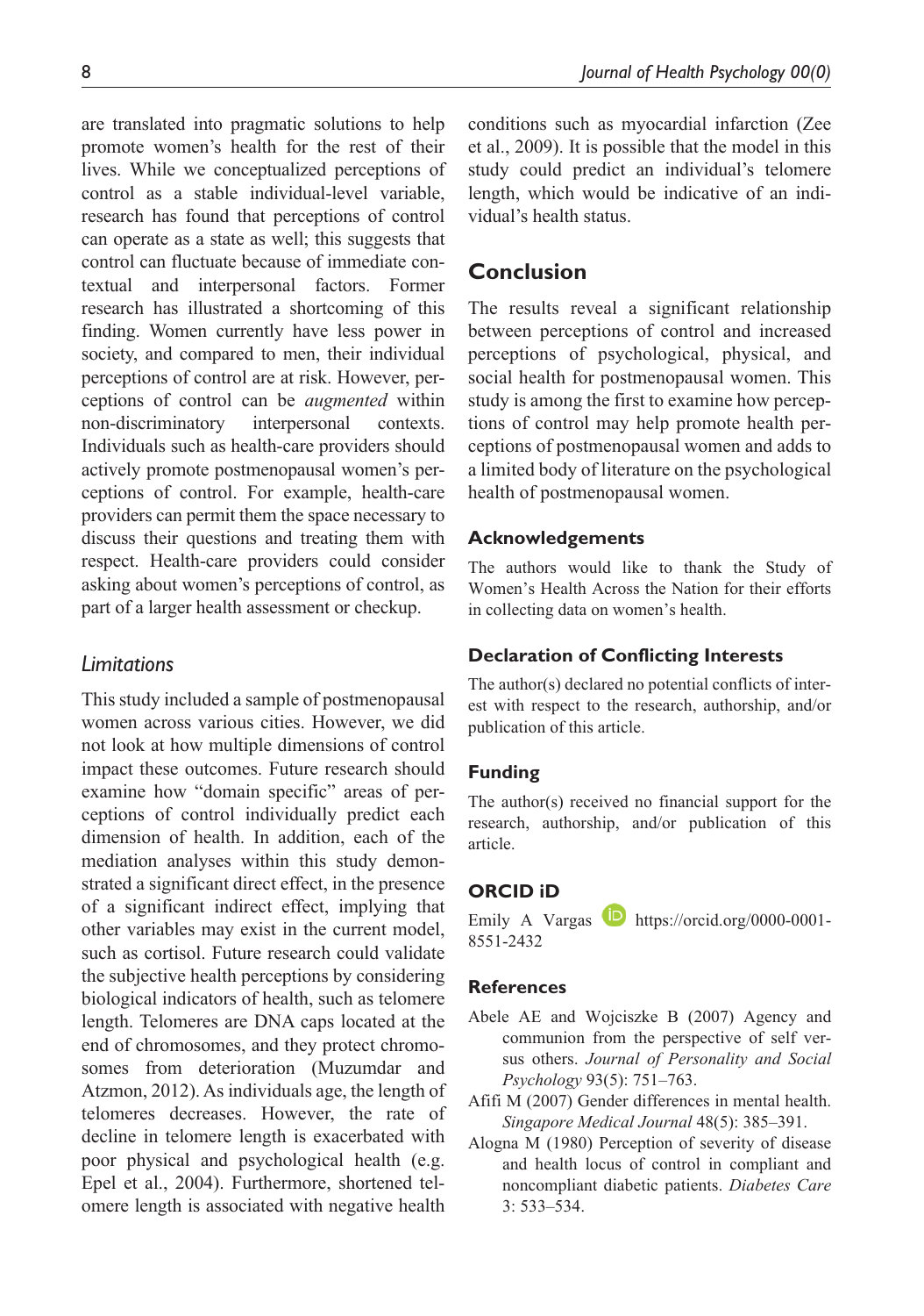are translated into pragmatic solutions to help promote women's health for the rest of their lives. While we conceptualized perceptions of control as a stable individual-level variable, research has found that perceptions of control can operate as a state as well; this suggests that control can fluctuate because of immediate contextual and interpersonal factors. Former research has illustrated a shortcoming of this finding. Women currently have less power in society, and compared to men, their individual perceptions of control are at risk. However, perceptions of control can be *augmented* within non-discriminatory interpersonal contexts. Individuals such as health-care providers should actively promote postmenopausal women's perceptions of control. For example, health-care providers can permit them the space necessary to discuss their questions and treating them with respect. Health-care providers could consider asking about women's perceptions of control, as part of a larger health assessment or checkup.

### *Limitations*

This study included a sample of postmenopausal women across various cities. However, we did not look at how multiple dimensions of control impact these outcomes. Future research should examine how "domain specific" areas of perceptions of control individually predict each dimension of health. In addition, each of the mediation analyses within this study demonstrated a significant direct effect, in the presence of a significant indirect effect, implying that other variables may exist in the current model, such as cortisol. Future research could validate the subjective health perceptions by considering biological indicators of health, such as telomere length. Telomeres are DNA caps located at the end of chromosomes, and they protect chromosomes from deterioration (Muzumdar and Atzmon, 2012). As individuals age, the length of telomeres decreases. However, the rate of decline in telomere length is exacerbated with poor physical and psychological health (e.g. Epel et al., 2004). Furthermore, shortened telomere length is associated with negative health conditions such as myocardial infarction (Zee et al., 2009). It is possible that the model in this study could predict an individual's telomere length, which would be indicative of an individual's health status.

## Conclusion

The results reveal a significant relationship between perceptions of control and increased perceptions of psychological, physical, and social health for postmenopausal women. This study is among the first to examine how perceptions of control may help promote health perceptions of postmenopausal women and adds to a limited body of literature on the psychological health of postmenopausal women.

### Acknowledgements

The authors would like to thank the Study of Women's Health Across the Nation for their efforts in collecting data on women's health.

### Declaration of Conflicting Interests

The author(s) declared no potential conflicts of interest with respect to the research, authorship, and/or publication of this article.

### Funding

The author(s) received no financial support for the research, authorship, and/or publication of this article.

### ORCID iD

Emily A Vargas https://orcid.org/0000-0001-8551-2432

### References

Abele AE and Wojciszke B (2007) Agency and communion from the perspective of self versus others. *Journal of Personality and Social Psychology* 93(5): 751–763.

Afifi M (2007) Gender differences in mental health. *Singapore Medical Journal* 48(5): 385–391.

Alogna M (1980) Perception of severity of disease and health locus of control in compliant and noncompliant diabetic patients. *Diabetes Care* 3: 533–534.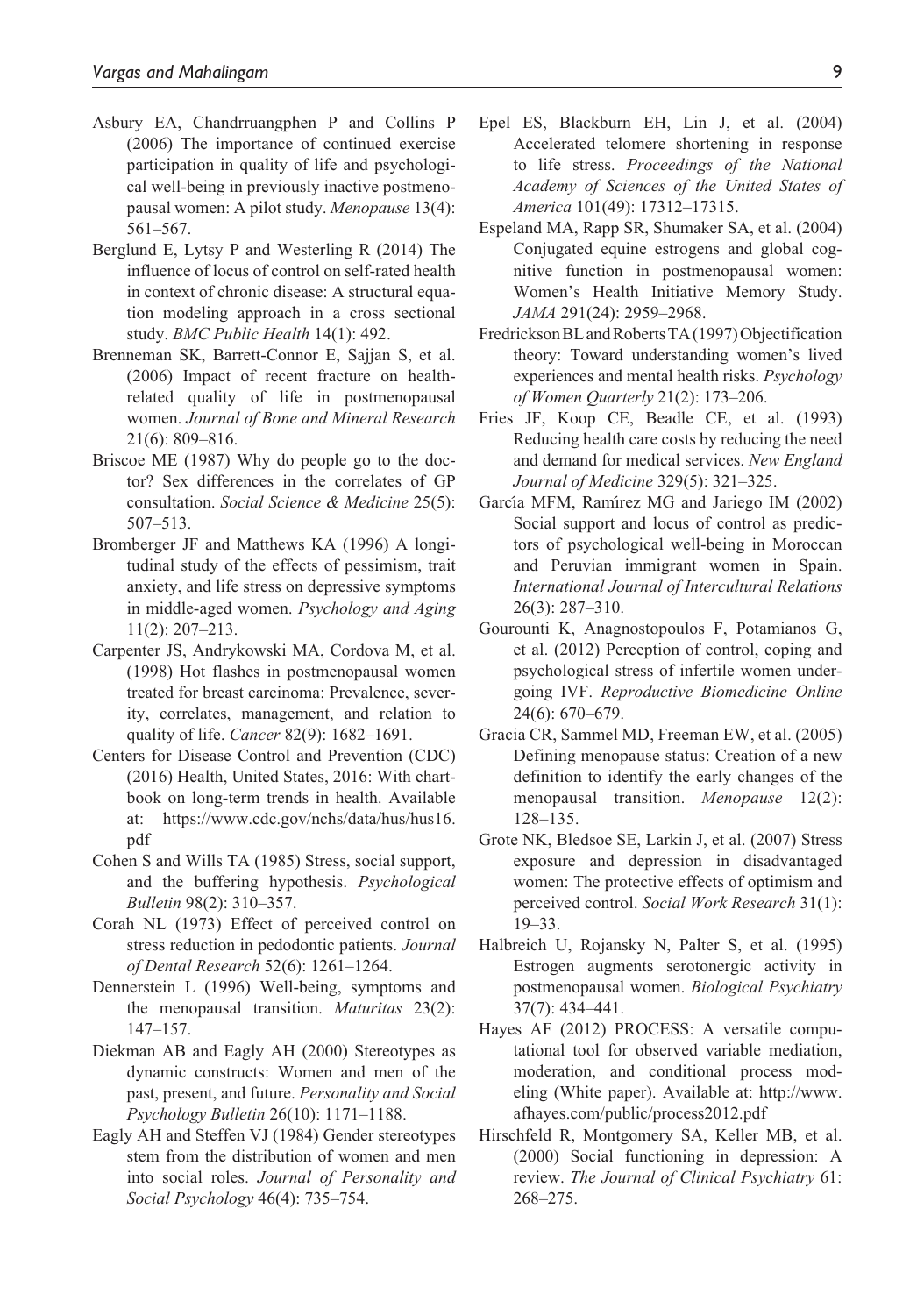Asbury EA, Chandrruangphen P and Collins P (2006) The importance of continued exercise participation in quality of life and psychological well-being in previously inactive postmenopausal women: A pilot study. *Menopause* 13(4): 561–567.

Berglund E, Lytsy P and Westerling R (2014) The influence of locus of control on self-rated health in context of chronic disease: A structural equation modeling approach in a cross sectional study. *BMC Public Health* 14(1): 492.

Brenneman SK, Barrett-Connor E, Sajjan S, et al. (2006) Impact of recent fracture on health-related quality of life in postmenopausal women. *Journal of Bone and Mineral Research* 21(6): 809–816.

Briscoe ME (1987) Why do people go to the doctor? Sex differences in the correlates of GP consultation. *Social Science & Medicine* 25(5): 507–513.

Bromberger JF and Matthews KA (1996) A longitudinal study of the effects of pessimism, trait anxiety, and life stress on depressive symptoms in middle-aged women. *Psychology and Aging* 11(2): 207–213.

Carpenter JS, Andrykowski MA, Cordova M, et al. (1998) Hot flashes in postmenopausal women treated for breast carcinoma: Prevalence, severity, correlates, management, and relation to quality of life. *Cancer* 82(9): 1682–1691.

Centers for Disease Control and Prevention (CDC) (2016) Health, United States, 2016: With chartbook on long-term trends in health. Available at: https://www.cdc.gov/nchs/data/hus/hus16.pdf

Cohen S and Wills TA (1985) Stress, social support, and the buffering hypothesis. *Psychological Bulletin* 98(2): 310–357.

Corah NL (1973) Effect of perceived control on stress reduction in pedodontic patients. *Journal of Dental Research* 52(6): 1261–1264.

Dennerstein L (1996) Well-being, symptoms and the menopausal transition. *Maturitas* 23(2): 147–157.

Diekman AB and Eagly AH (2000) Stereotypes as dynamic constructs: Women and men of the past, present, and future. *Personality and Social Psychology Bulletin* 26(10): 1171–1188.

Eagly AH and Steffen VJ (1984) Gender stereotypes stem from the distribution of women and men into social roles. *Journal of Personality and Social Psychology* 46(4): 735–754.

Epel ES, Blackburn EH, Lin J, et al. (2004) Accelerated telomere shortening in response to life stress. *Proceedings of the National Academy of Sciences of the United States of America* 101(49): 17312–17315.

Espeland MA, Rapp SR, Shumaker SA, et al. (2004) Conjugated equine estrogens and global cognitive function in postmenopausal women: Women's Health Initiative Memory Study. *JAMA* 291(24): 2959–2968.

Fredrickson BL and Roberts TA (1997) Objectification theory: Toward understanding women's lived experiences and mental health risks. *Psychology of Women Quarterly* 21(2): 173–206.

Fries JF, Koop CE, Beadle CE, et al. (1993) Reducing health care costs by reducing the need and demand for medical services. *New England Journal of Medicine* 329(5): 321–325.

García MFM, Ramírez MG and Jariego IM (2002) Social support and locus of control as predictors of psychological well-being in Moroccan and Peruvian immigrant women in Spain. *International Journal of Intercultural Relations* 26(3): 287–310.

Gourounti K, Anagnostopoulos F, Potamianos G, et al. (2012) Perception of control, coping and psychological stress of infertile women undergoing IVF. *Reproductive Biomedicine Online* 24(6): 670–679.

Gracia CR, Sammel MD, Freeman EW, et al. (2005) Defining menopause status: Creation of a new definition to identify the early changes of the menopausal transition. *Menopause* 12(2): 128–135.

Grote NK, Bledsoe SE, Larkin J, et al. (2007) Stress exposure and depression in disadvantaged women: The protective effects of optimism and perceived control. *Social Work Research* 31(1): 19–33.

Halbreich U, Rojansky N, Palter S, et al. (1995) Estrogen augments serotonergic activity in postmenopausal women. *Biological Psychiatry* 37(7): 434–441.

Hayes AF (2012) PROCESS: A versatile computational tool for observed variable mediation, moderation, and conditional process modeling (White paper). Available at: http://www.afhayes.com/public/process2012.pdf

Hirschfeld R, Montgomery SA, Keller MB, et al. (2000) Social functioning in depression: A review. *The Journal of Clinical Psychiatry* 61: 268–275.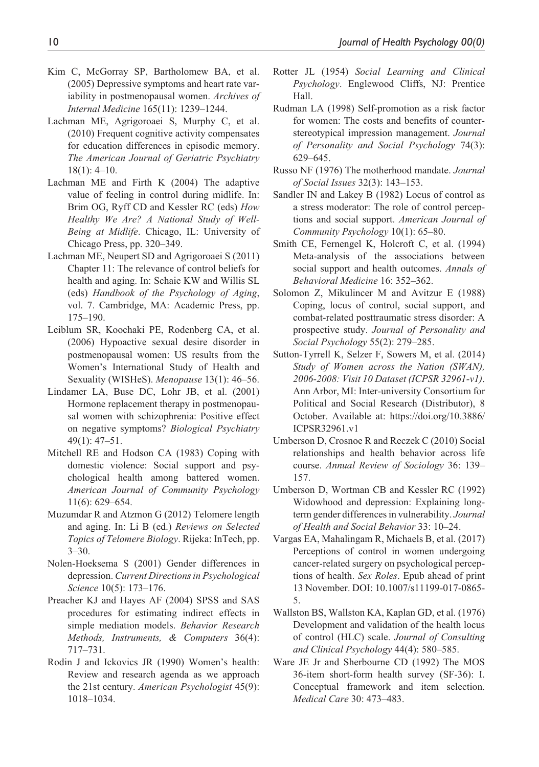Kim C, McGorray SP, Bartholomew BA, et al. (2005) Depressive symptoms and heart rate variability in postmenopausal women. *Archives of Internal Medicine* 165(11): 1239–1244.

Lachman ME, Agrigoroaei S, Murphy C, et al. (2010) Frequent cognitive activity compensates for education differences in episodic memory. *The American Journal of Geriatric Psychiatry* 18(1): 4–10.

Lachman ME and Firth K (2004) The adaptive value of feeling in control during midlife. In: Brim OG, Ryff CD and Kessler RC (eds) *How Healthy We Are? A National Study of Well-Being at Midlife*. Chicago, IL: University of Chicago Press, pp. 320–349.

Lachman ME, Neupert SD and Agrigoroaei S (2011) Chapter 11: The relevance of control beliefs for health and aging. In: Schaie KW and Willis SL (eds) *Handbook of the Psychology of Aging*, vol. 7. Cambridge, MA: Academic Press, pp. 175–190.

Leiblum SR, Koochaki PE, Rodenberg CA, et al. (2006) Hypoactive sexual desire disorder in postmenopausal women: US results from the Women's International Study of Health and Sexuality (WISHeS). *Menopause* 13(1): 46–56.

Lindamer LA, Buse DC, Lohr JB, et al. (2001) Hormone replacement therapy in postmenopausal women with schizophrenia: Positive effect on negative symptoms? *Biological Psychiatry* 49(1): 47–51.

Mitchell RE and Hodson CA (1983) Coping with domestic violence: Social support and psychological health among battered women. *American Journal of Community Psychology* 11(6): 629–654.

Muzumdar R and Atzmon G (2012) Telomere length and aging. In: Li B (ed.) *Reviews on Selected Topics of Telomere Biology*. Rijeka: InTech, pp. 3–30.

Nolen-Hoeksema S (2001) Gender differences in depression. *Current Directions in Psychological Science* 10(5): 173–176.

Preacher KJ and Hayes AF (2004) SPSS and SAS procedures for estimating indirect effects in simple mediation models. *Behavior Research Methods, Instruments, & Computers* 36(4): 717–731.

Rodin J and Ickovics JR (1990) Women's health: Review and research agenda as we approach the 21st century. *American Psychologist* 45(9): 1018–1034.

Rotter JL (1954) *Social Learning and Clinical Psychology*. Englewood Cliffs, NJ: Prentice Hall.

Rudman LA (1998) Self-promotion as a risk factor for women: The costs and benefits of counter-stereotypical impression management. *Journal of Personality and Social Psychology* 74(3): 629–645.

Russo NF (1976) The motherhood mandate. *Journal of Social Issues* 32(3): 143–153.

Sandler IN and Lakey B (1982) Locus of control as a stress moderator: The role of control perceptions and social support. *American Journal of Community Psychology* 10(1): 65–80.

Smith CE, Fernengel K, Holcroft C, et al. (1994) Meta-analysis of the associations between social support and health outcomes. *Annals of Behavioral Medicine* 16: 352–362.

Solomon Z, Mikulincer M and Avitzur E (1988) Coping, locus of control, social support, and combat-related posttraumatic stress disorder: A prospective study. *Journal of Personality and Social Psychology* 55(2): 279–285.

Sutton-Tyrrell K, Selzer F, Sowers M, et al. (2014) *Study of Women across the Nation (SWAN), 2006-2008: Visit 10 Dataset (ICPSR 32961-v1)*. Ann Arbor, MI: Inter-university Consortium for Political and Social Research (Distributor), 8 October. Available at: https://doi.org/10.3886/ICPSR32961.v1

Umberson D, Crosnoe R and Reczek C (2010) Social relationships and health behavior across life course. *Annual Review of Sociology* 36: 139–157.

Umberson D, Wortman CB and Kessler RC (1992) Widowhood and depression: Explaining long-term gender differences in vulnerability. *Journal of Health and Social Behavior* 33: 10–24.

Vargas EA, Mahalingam R, Michaels B, et al. (2017) Perceptions of control in women undergoing cancer-related surgery on psychological perceptions of health. *Sex Roles*. Epub ahead of print 13 November. DOI: 10.1007/s11199-017-0865-5.

Wallston BS, Wallston KA, Kaplan GD, et al. (1976) Development and validation of the health locus of control (HLC) scale. *Journal of Consulting and Clinical Psychology* 44(4): 580–585.

Ware JE Jr and Sherbourne CD (1992) The MOS 36-item short-form health survey (SF-36): I. Conceptual framework and item selection. *Medical Care* 30: 473–483.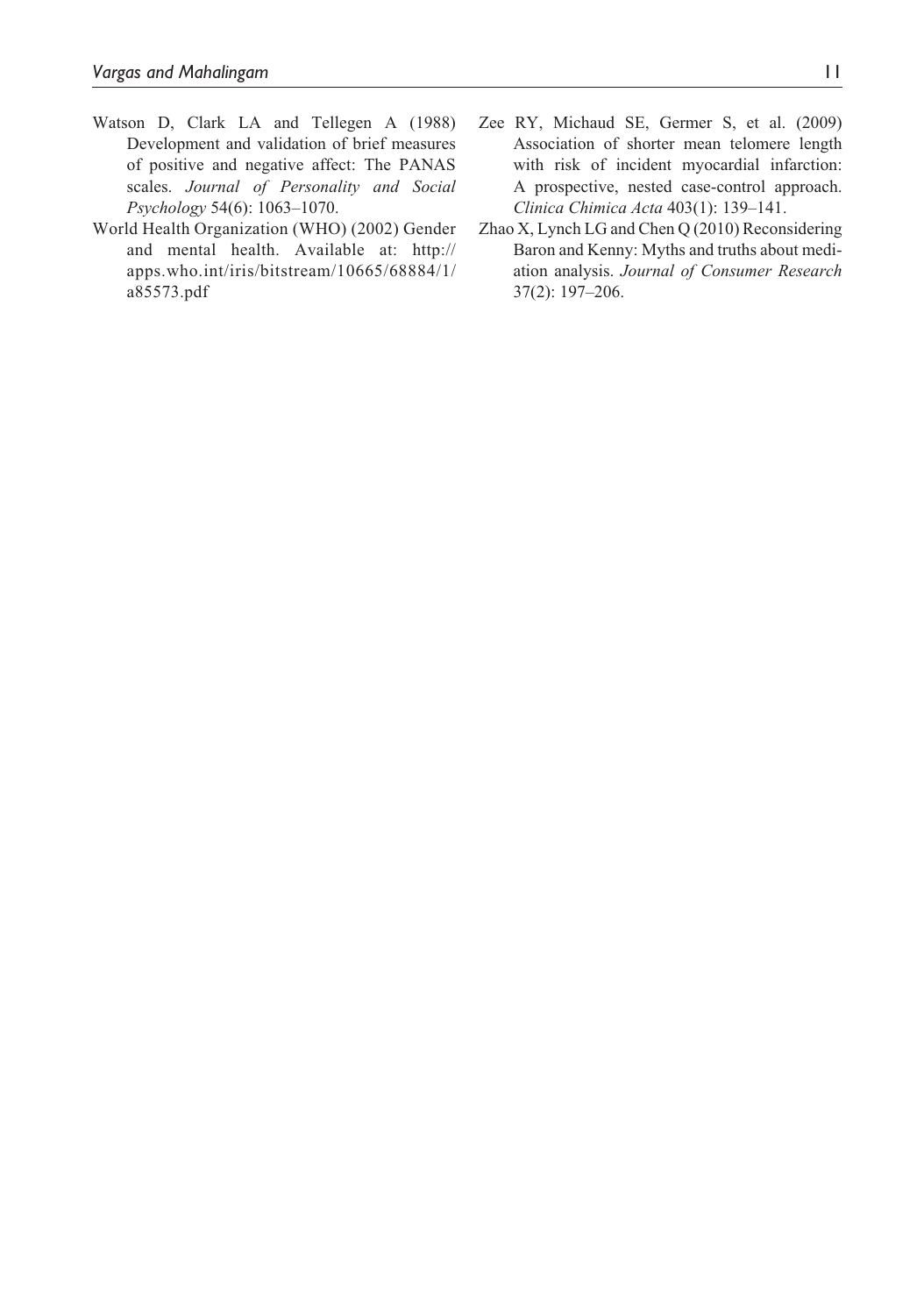Watson D, Clark LA and Tellegen A (1988) Development and validation of brief measures of positive and negative affect: The PANAS scales. *Journal of Personality and Social Psychology* 54(6): 1063–1070.

World Health Organization (WHO) (2002) Gender and mental health. Available at: http://apps.who.int/iris/bitstream/10665/68884/1/a85573.pdf

Zee RY, Michaud SE, Germer S, et al. (2009) Association of shorter mean telomere length with risk of incident myocardial infarction: A prospective, nested case-control approach. *Clinica Chimica Acta* 403(1): 139–141.

Zhao X, Lynch LG and Chen Q (2010) Reconsidering Baron and Kenny: Myths and truths about mediation analysis. *Journal of Consumer Research* 37(2): 197–206.